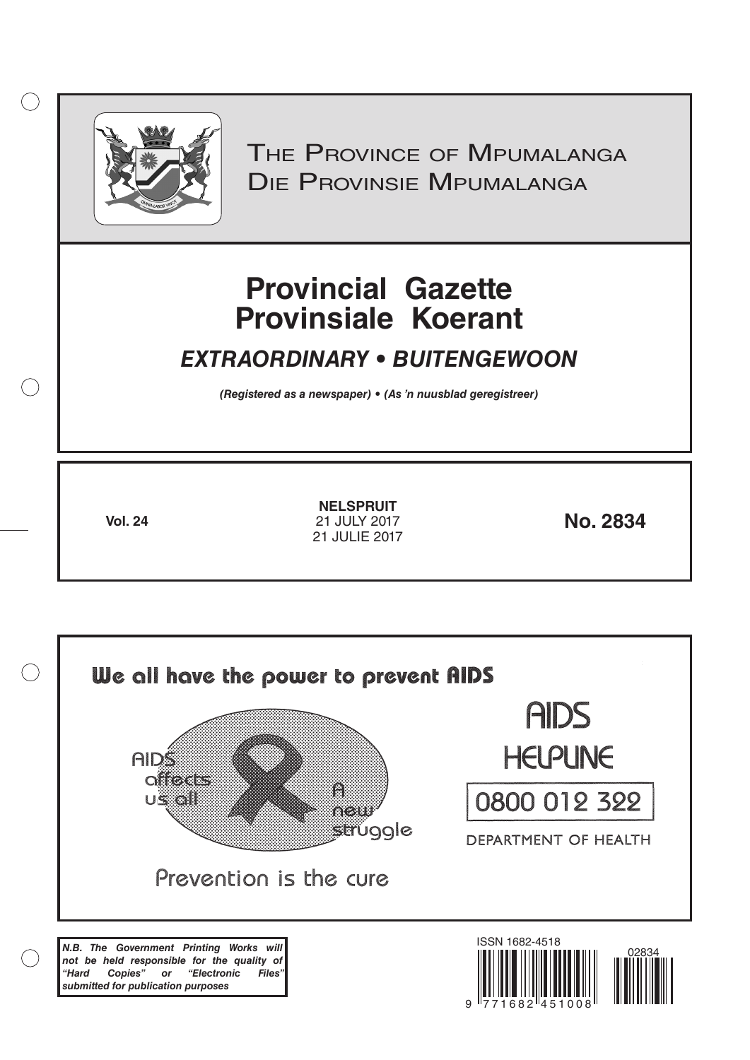# THE PROVINCE OF MPUMALANGA
# DIE PROVINSIE MPUMALANGA

# Provincial Gazette
# Provinsiale Koerant

## *EXTRAORDINARY • BUITENGEWOON*

***(Registered as a newspaper) • (As 'n nuusblad geregistreer)***

**Vol. 24**

**NELSPRUIT**
21 JULY 2017
21 JULIE 2017

**No. 2834**

We all have the power to prevent AIDS

AIDS affects us all

A new struggle

Prevention is the cure

AIDS HELPLINE

0800 012 322

DEPARTMENT OF HEALTH

***N.B. The Government Printing Works will not be held responsible for the quality of "Hard Copies" or "Electronic Files" submitted for publication purposes***

ISSN 1682-4518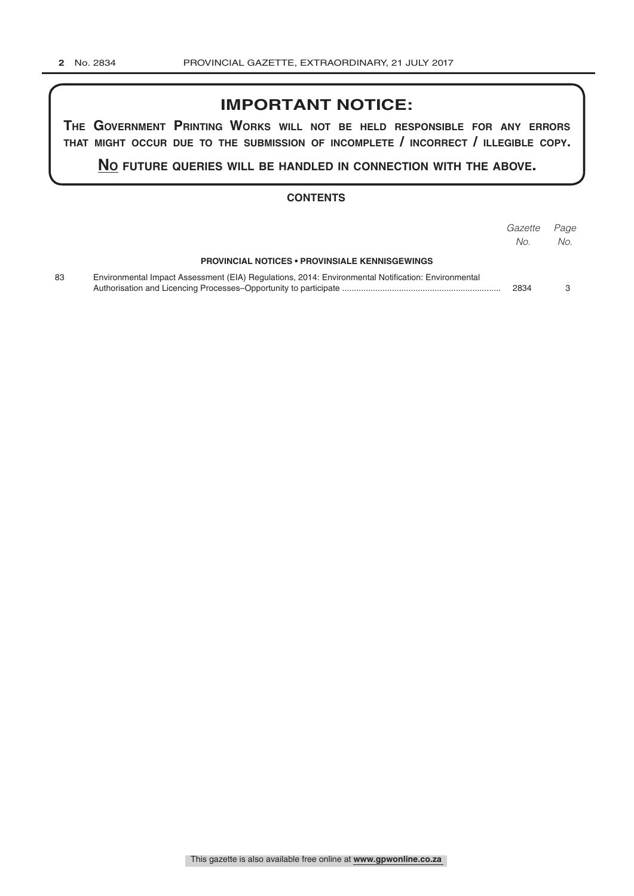# IMPORTANT NOTICE:

**THE GOVERNMENT PRINTING WORKS WILL NOT BE HELD RESPONSIBLE FOR ANY ERRORS THAT MIGHT OCCUR DUE TO THE SUBMISSION OF INCOMPLETE / INCORRECT / ILLEGIBLE COPY.**

**NO FUTURE QUERIES WILL BE HANDLED IN CONNECTION WITH THE ABOVE.**

## CONTENTS

| | | *Gazette No.* | *Page No.* |
|---|---|---|---|
| | **PROVINCIAL NOTICES • PROVINSIALE KENNISGEWINGS** | | |
| 83 | Environmental Impact Assessment (EIA) Regulations, 2014: Environmental Notification: Environmental Authorisation and Licencing Processes–Opportunity to participate | 2834 | 3 |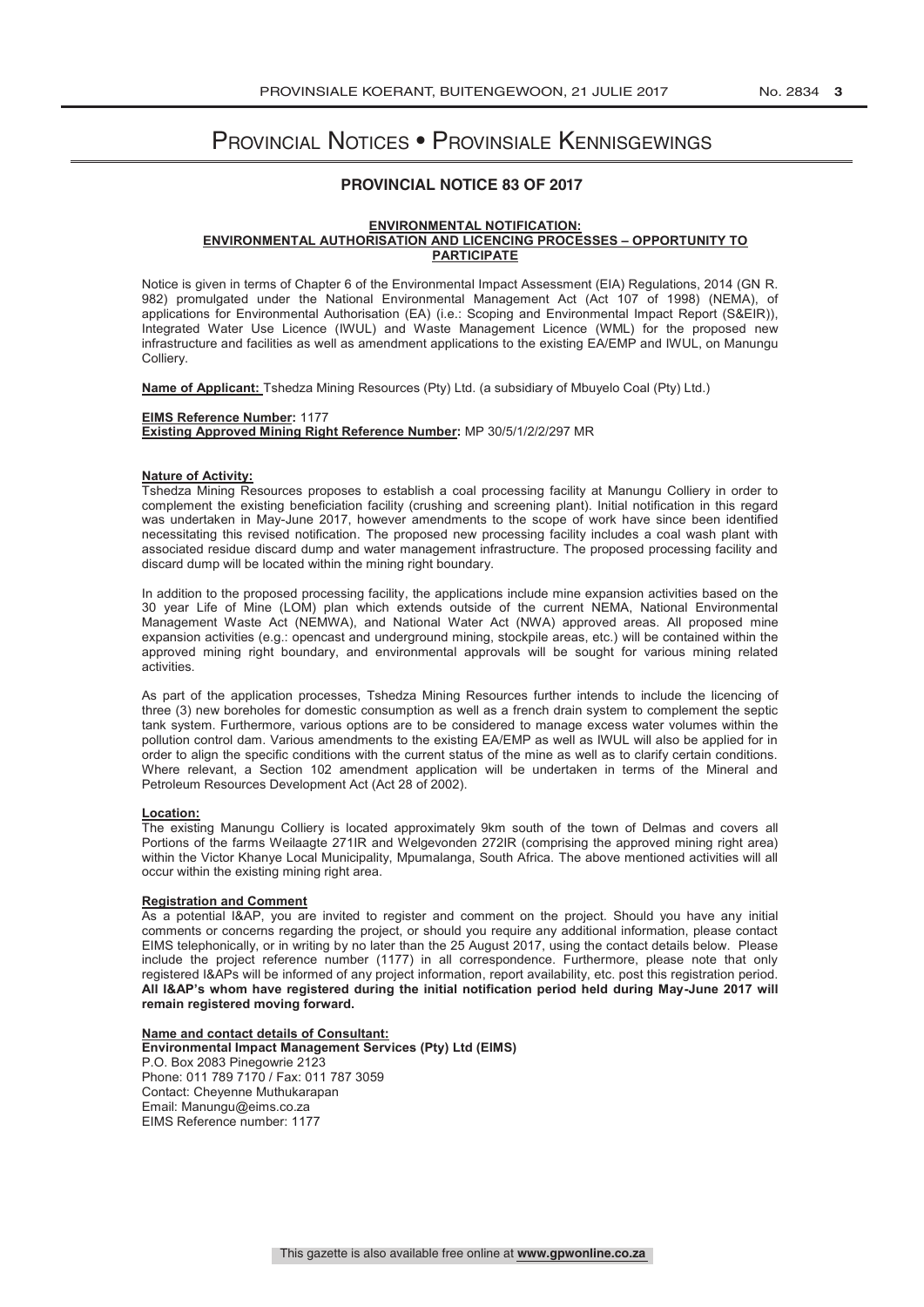# Provincial Notices • Provinsiale Kennisgewings

## PROVINCIAL NOTICE 83 OF 2017

**ENVIRONMENTAL NOTIFICATION:**
**ENVIRONMENTAL AUTHORISATION AND LICENCING PROCESSES – OPPORTUNITY TO PARTICIPATE**

Notice is given in terms of Chapter 6 of the Environmental Impact Assessment (EIA) Regulations, 2014 (GN R. 982) promulgated under the National Environmental Management Act (Act 107 of 1998) (NEMA), of applications for Environmental Authorisation (EA) (i.e.: Scoping and Environmental Impact Report (S&EIR)), Integrated Water Use Licence (IWUL) and Waste Management Licence (WML) for the proposed new infrastructure and facilities as well as amendment applications to the existing EA/EMP and IWUL, on Manungu Colliery.

**Name of Applicant:** Tshedza Mining Resources (Pty) Ltd. (a subsidiary of Mbuyelo Coal (Pty) Ltd.)

**EIMS Reference Number:** 1177
**Existing Approved Mining Right Reference Number:** MP 30/5/1/2/2/297 MR

**Nature of Activity:**
Tshedza Mining Resources proposes to establish a coal processing facility at Manungu Colliery in order to complement the existing beneficiation facility (crushing and screening plant). Initial notification in this regard was undertaken in May-June 2017, however amendments to the scope of work have since been identified necessitating this revised notification. The proposed new processing facility includes a coal wash plant with associated residue discard dump and water management infrastructure. The proposed processing facility and discard dump will be located within the mining right boundary.

In addition to the proposed processing facility, the applications include mine expansion activities based on the 30 year Life of Mine (LOM) plan which extends outside of the current NEMA, National Environmental Management Waste Act (NEMWA), and National Water Act (NWA) approved areas. All proposed mine expansion activities (e.g.: opencast and underground mining, stockpile areas, etc.) will be contained within the approved mining right boundary, and environmental approvals will be sought for various mining related activities.

As part of the application processes, Tshedza Mining Resources further intends to include the licencing of three (3) new boreholes for domestic consumption as well as a french drain system to complement the septic tank system. Furthermore, various options are to be considered to manage excess water volumes within the pollution control dam. Various amendments to the existing EA/EMP as well as IWUL will also be applied for in order to align the specific conditions with the current status of the mine as well as to clarify certain conditions. Where relevant, a Section 102 amendment application will be undertaken in terms of the Mineral and Petroleum Resources Development Act (Act 28 of 2002).

**Location:**
The existing Manungu Colliery is located approximately 9km south of the town of Delmas and covers all Portions of the farms Weilaagte 271IR and Welgevonden 272IR (comprising the approved mining right area) within the Victor Khanye Local Municipality, Mpumalanga, South Africa. The above mentioned activities will all occur within the existing mining right area.

**Registration and Comment**
As a potential I&AP, you are invited to register and comment on the project. Should you have any initial comments or concerns regarding the project, or should you require any additional information, please contact EIMS telephonically, or in writing by no later than the 25 August 2017, using the contact details below. Please include the project reference number (1177) in all correspondence. Furthermore, please note that only registered I&APs will be informed of any project information, report availability, etc. post this registration period. **All I&AP's whom have registered during the initial notification period held during May-June 2017 will remain registered moving forward.**

**Name and contact details of Consultant:**
**Environmental Impact Management Services (Pty) Ltd (EIMS)**
P.O. Box 2083 Pinegowrie 2123
Phone: 011 789 7170 / Fax: 011 787 3059
Contact: Cheyenne Muthukarapan
Email: Manungu@eims.co.za
EIMS Reference number: 1177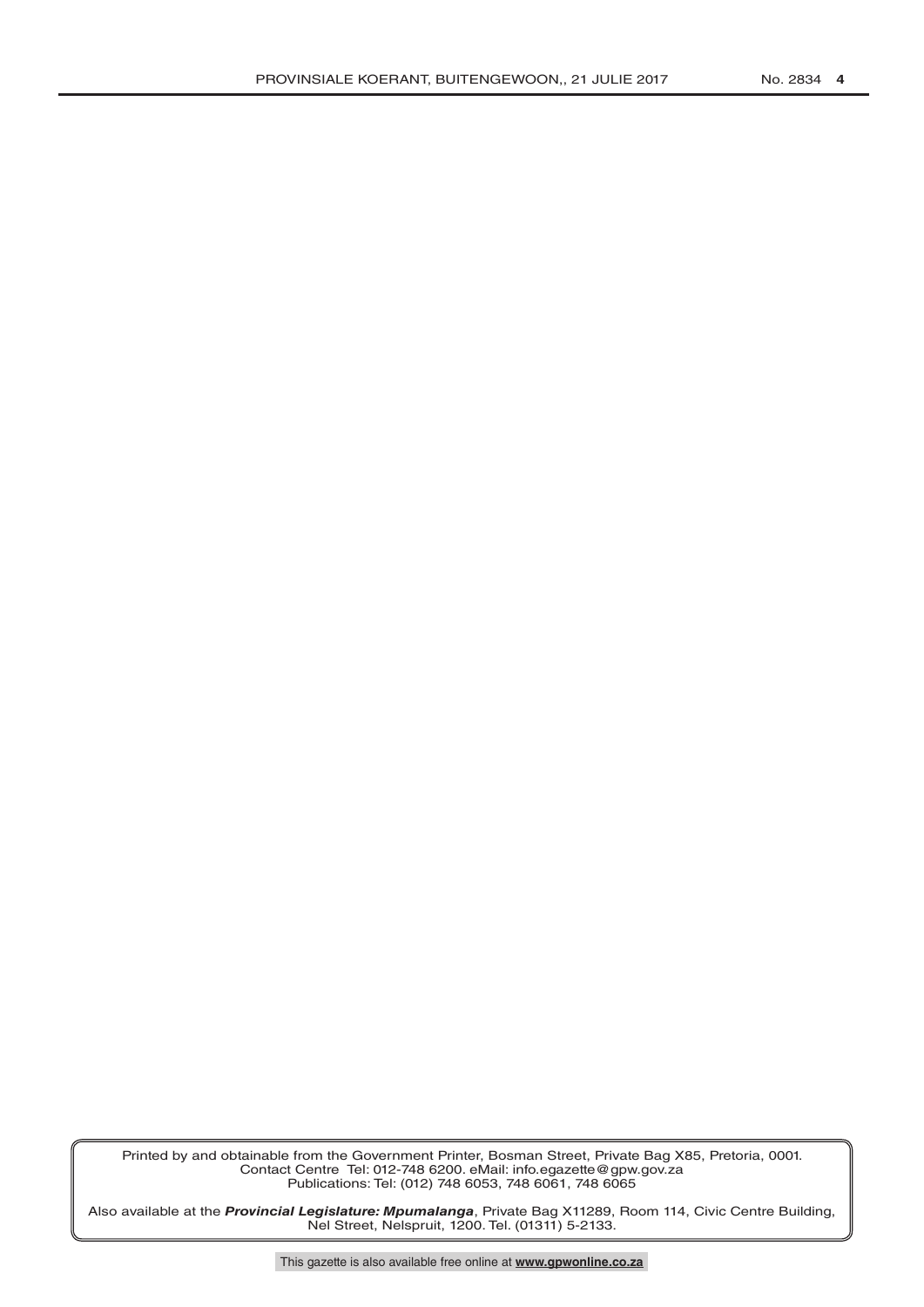Printed by and obtainable from the Government Printer, Bosman Street, Private Bag X85, Pretoria, 0001.
Contact Centre Tel: 012-748 6200. eMail: info.egazette@gpw.gov.za
Publications: Tel: (012) 748 6053, 748 6061, 748 6065

Also available at the ***Provincial Legislature: Mpumalanga***, Private Bag X11289, Room 114, Civic Centre Building, Nel Street, Nelspruit, 1200. Tel. (01311) 5-2133.

This gazette is also available free online at **www.gpwonline.co.za**